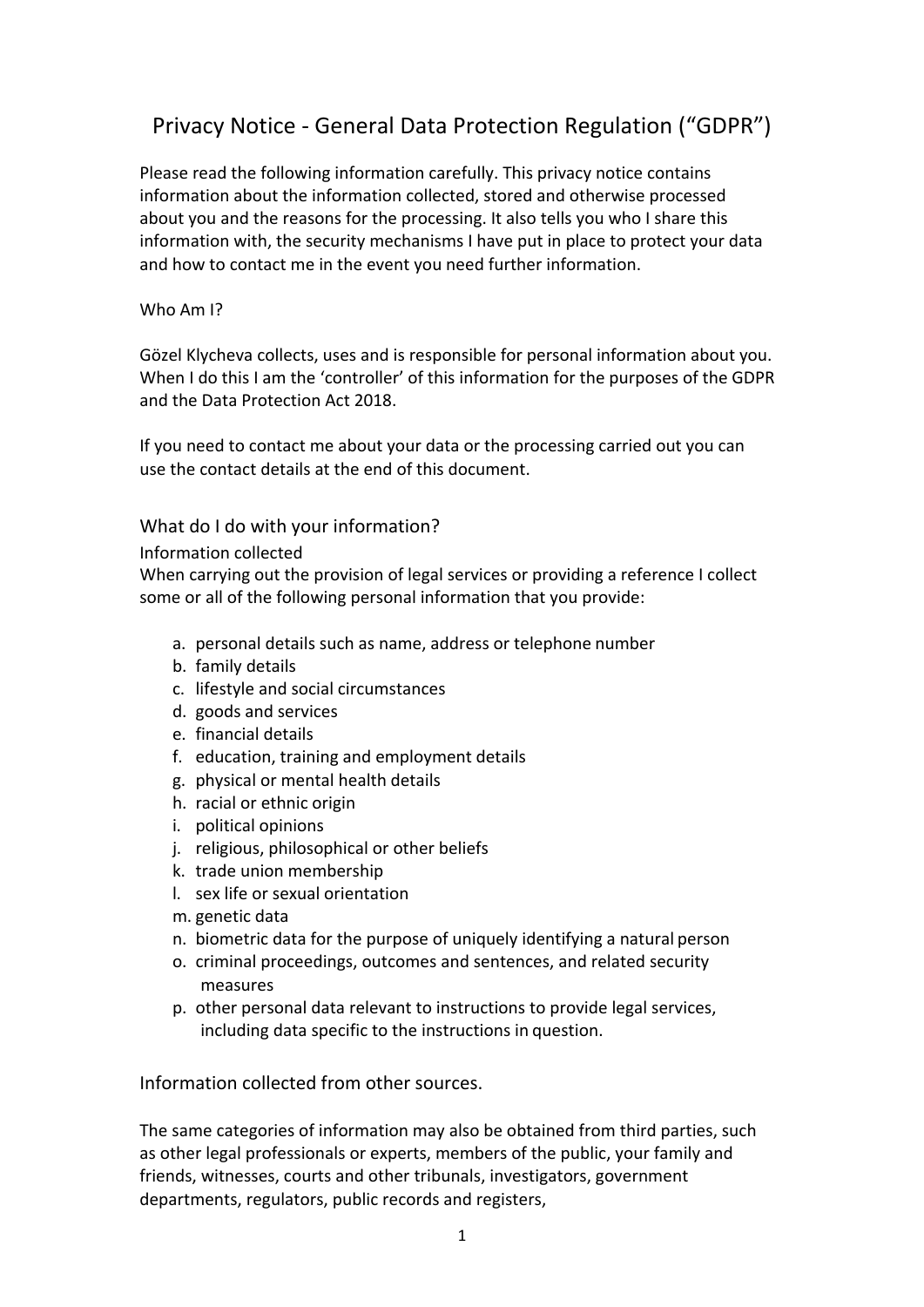# Privacy Notice - General Data Protection Regulation ("GDPR")

Please read the following information carefully. This privacy notice contains information about the information collected, stored and otherwise processed about you and the reasons for the processing. It also tells you who I share this information with, the security mechanisms I have put in place to protect your data and how to contact me in the event you need further information.

Who Am I?

Gözel Klycheva collects, uses and is responsible for personal information about you. When I do this I am the 'controller' of this information for the purposes of the GDPR and the Data Protection Act 2018.

If you need to contact me about your data or the processing carried out you can use the contact details at the end of this document.

## What do I do with your information?

Information collected

When carrying out the provision of legal services or providing a reference I collect some or all of the following personal information that you provide:

a. personal details such as name, address or telephone number
b. family details
c. lifestyle and social circumstances
d. goods and services
e. financial details
f. education, training and employment details
g. physical or mental health details
h. racial or ethnic origin
i. political opinions
j. religious, philosophical or other beliefs
k. trade union membership
l. sex life or sexual orientation
m. genetic data
n. biometric data for the purpose of uniquely identifying a natural person
o. criminal proceedings, outcomes and sentences, and related security measures
p. other personal data relevant to instructions to provide legal services, including data specific to the instructions in question.

## Information collected from other sources.

The same categories of information may also be obtained from third parties, such as other legal professionals or experts, members of the public, your family and friends, witnesses, courts and other tribunals, investigators, government departments, regulators, public records and registers,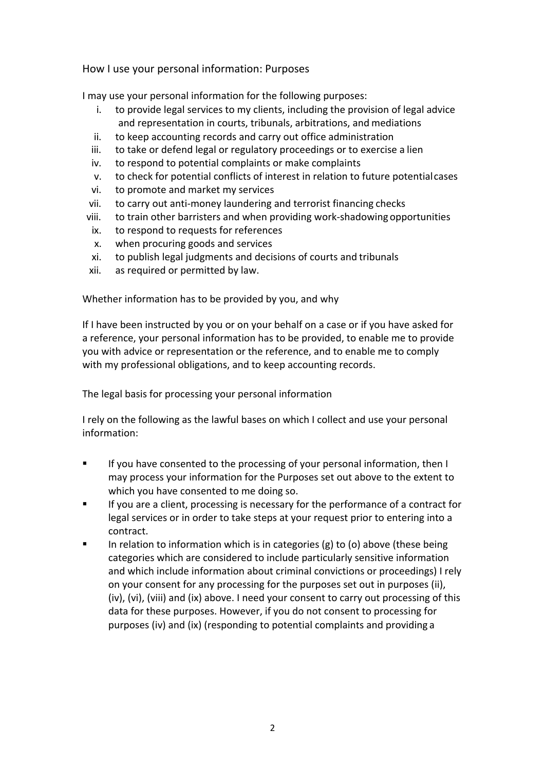## How I use your personal information: Purposes

I may use your personal information for the following purposes:

i. to provide legal services to my clients, including the provision of legal advice and representation in courts, tribunals, arbitrations, and mediations
ii. to keep accounting records and carry out office administration
iii. to take or defend legal or regulatory proceedings or to exercise a lien
iv. to respond to potential complaints or make complaints
v. to check for potential conflicts of interest in relation to future potential cases
vi. to promote and market my services
vii. to carry out anti-money laundering and terrorist financing checks
viii. to train other barristers and when providing work-shadowing opportunities
ix. to respond to requests for references
x. when procuring goods and services
xi. to publish legal judgments and decisions of courts and tribunals
xii. as required or permitted by law.

## Whether information has to be provided by you, and why

If I have been instructed by you or on your behalf on a case or if you have asked for a reference, your personal information has to be provided, to enable me to provide you with advice or representation or the reference, and to enable me to comply with my professional obligations, and to keep accounting records.

## The legal basis for processing your personal information

I rely on the following as the lawful bases on which I collect and use your personal information:

- If you have consented to the processing of your personal information, then I may process your information for the Purposes set out above to the extent to which you have consented to me doing so.
- If you are a client, processing is necessary for the performance of a contract for legal services or in order to take steps at your request prior to entering into a contract.
- In relation to information which is in categories (g) to (o) above (these being categories which are considered to include particularly sensitive information and which include information about criminal convictions or proceedings) I rely on your consent for any processing for the purposes set out in purposes (ii), (iv), (vi), (viii) and (ix) above. I need your consent to carry out processing of this data for these purposes. However, if you do not consent to processing for purposes (iv) and (ix) (responding to potential complaints and providing a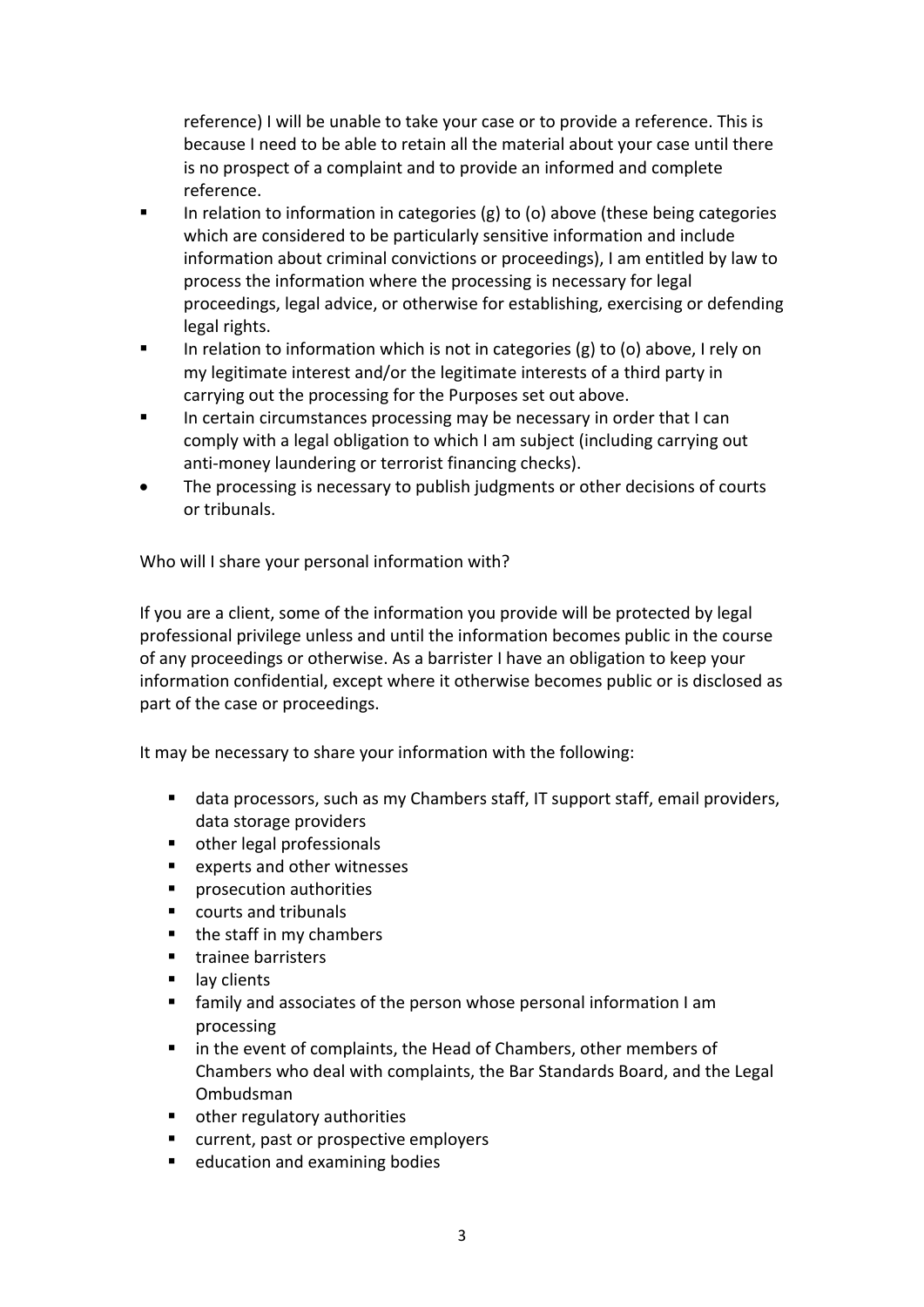reference) I will be unable to take your case or to provide a reference. This is because I need to be able to retain all the material about your case until there is no prospect of a complaint and to provide an informed and complete reference.

- In relation to information in categories (g) to (o) above (these being categories which are considered to be particularly sensitive information and include information about criminal convictions or proceedings), I am entitled by law to process the information where the processing is necessary for legal proceedings, legal advice, or otherwise for establishing, exercising or defending legal rights.
- In relation to information which is not in categories (g) to (o) above, I rely on my legitimate interest and/or the legitimate interests of a third party in carrying out the processing for the Purposes set out above.
- In certain circumstances processing may be necessary in order that I can comply with a legal obligation to which I am subject (including carrying out anti-money laundering or terrorist financing checks).
- The processing is necessary to publish judgments or other decisions of courts or tribunals.

Who will I share your personal information with?

If you are a client, some of the information you provide will be protected by legal professional privilege unless and until the information becomes public in the course of any proceedings or otherwise. As a barrister I have an obligation to keep your information confidential, except where it otherwise becomes public or is disclosed as part of the case or proceedings.

It may be necessary to share your information with the following:

- data processors, such as my Chambers staff, IT support staff, email providers, data storage providers
- other legal professionals
- experts and other witnesses
- prosecution authorities
- courts and tribunals
- the staff in my chambers
- trainee barristers
- lay clients
- family and associates of the person whose personal information I am processing
- in the event of complaints, the Head of Chambers, other members of Chambers who deal with complaints, the Bar Standards Board, and the Legal Ombudsman
- other regulatory authorities
- current, past or prospective employers
- education and examining bodies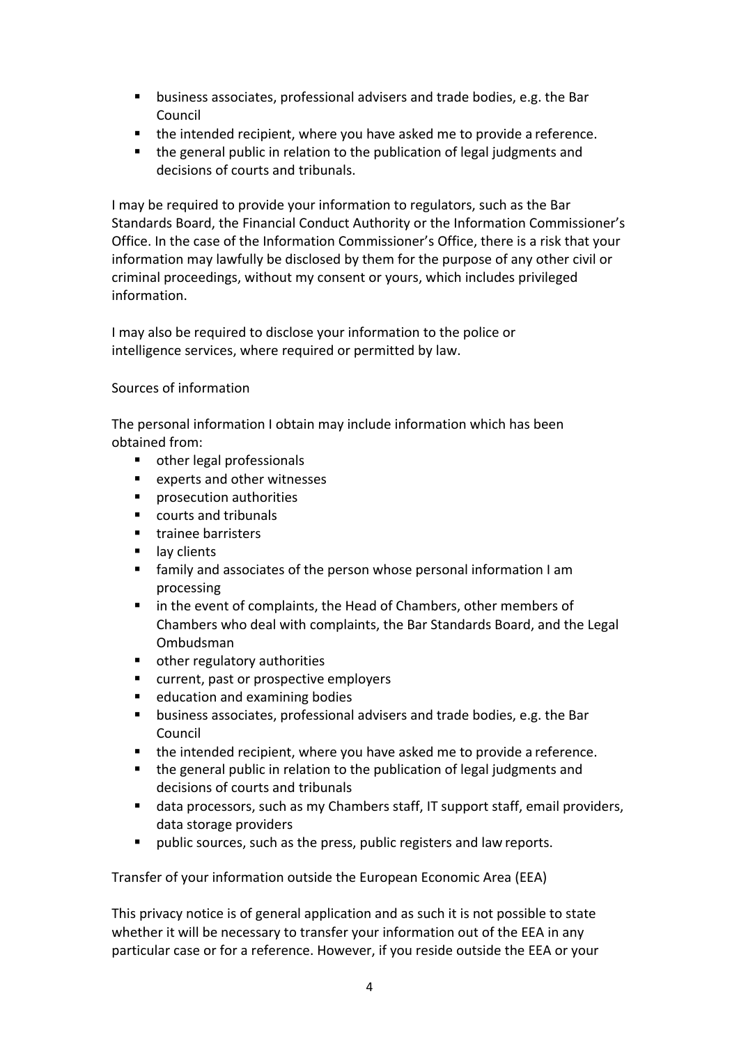- business associates, professional advisers and trade bodies, e.g. the Bar Council
- the intended recipient, where you have asked me to provide a reference.
- the general public in relation to the publication of legal judgments and decisions of courts and tribunals.

I may be required to provide your information to regulators, such as the Bar Standards Board, the Financial Conduct Authority or the Information Commissioner's Office. In the case of the Information Commissioner's Office, there is a risk that your information may lawfully be disclosed by them for the purpose of any other civil or criminal proceedings, without my consent or yours, which includes privileged information.

I may also be required to disclose your information to the police or intelligence services, where required or permitted by law.

Sources of information

The personal information I obtain may include information which has been obtained from:

- other legal professionals
- experts and other witnesses
- prosecution authorities
- courts and tribunals
- trainee barristers
- lay clients
- family and associates of the person whose personal information I am processing
- in the event of complaints, the Head of Chambers, other members of Chambers who deal with complaints, the Bar Standards Board, and the Legal Ombudsman
- other regulatory authorities
- current, past or prospective employers
- education and examining bodies
- business associates, professional advisers and trade bodies, e.g. the Bar Council
- the intended recipient, where you have asked me to provide a reference.
- the general public in relation to the publication of legal judgments and decisions of courts and tribunals
- data processors, such as my Chambers staff, IT support staff, email providers, data storage providers
- public sources, such as the press, public registers and law reports.

Transfer of your information outside the European Economic Area (EEA)

This privacy notice is of general application and as such it is not possible to state whether it will be necessary to transfer your information out of the EEA in any particular case or for a reference. However, if you reside outside the EEA or your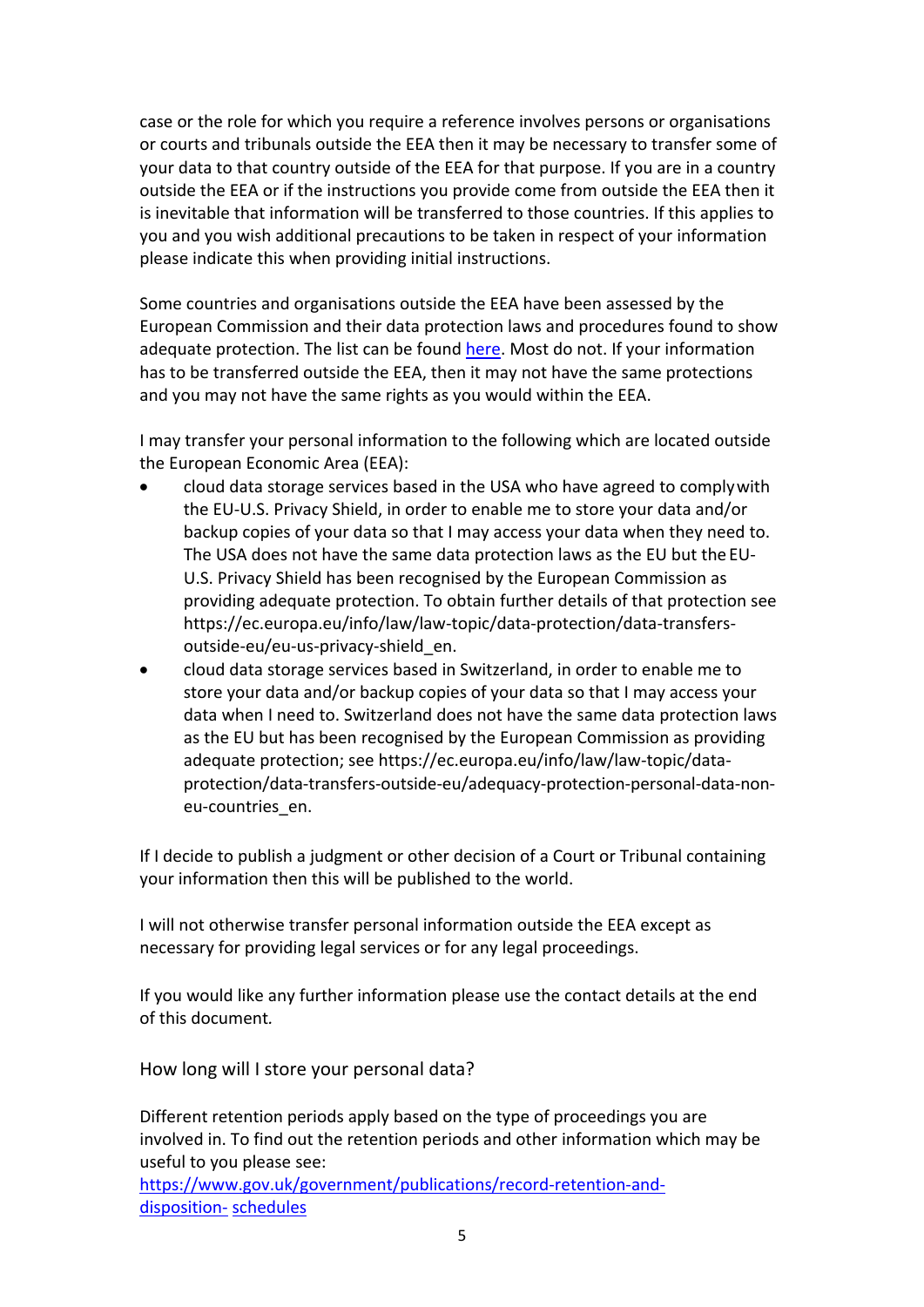case or the role for which you require a reference involves persons or organisations or courts and tribunals outside the EEA then it may be necessary to transfer some of your data to that country outside of the EEA for that purpose. If you are in a country outside the EEA or if the instructions you provide come from outside the EEA then it is inevitable that information will be transferred to those countries. If this applies to you and you wish additional precautions to be taken in respect of your information please indicate this when providing initial instructions.

Some countries and organisations outside the EEA have been assessed by the European Commission and their data protection laws and procedures found to show adequate protection. The list can be found here. Most do not. If your information has to be transferred outside the EEA, then it may not have the same protections and you may not have the same rights as you would within the EEA.

I may transfer your personal information to the following which are located outside the European Economic Area (EEA):

- cloud data storage services based in the USA who have agreed to comply with the EU-U.S. Privacy Shield, in order to enable me to store your data and/or backup copies of your data so that I may access your data when they need to. The USA does not have the same data protection laws as the EU but the EU-U.S. Privacy Shield has been recognised by the European Commission as providing adequate protection. To obtain further details of that protection see https://ec.europa.eu/info/law/law-topic/data-protection/data-transfers-outside-eu/eu-us-privacy-shield_en.
- cloud data storage services based in Switzerland, in order to enable me to store your data and/or backup copies of your data so that I may access your data when I need to. Switzerland does not have the same data protection laws as the EU but has been recognised by the European Commission as providing adequate protection; see https://ec.europa.eu/info/law/law-topic/data-protection/data-transfers-outside-eu/adequacy-protection-personal-data-non-eu-countries_en.

If I decide to publish a judgment or other decision of a Court or Tribunal containing your information then this will be published to the world.

I will not otherwise transfer personal information outside the EEA except as necessary for providing legal services or for any legal proceedings.

If you would like any further information please use the contact details at the end of this document.

## How long will I store your personal data?

Different retention periods apply based on the type of proceedings you are involved in. To find out the retention periods and other information which may be useful to you please see:
https://www.gov.uk/government/publications/record-retention-and-disposition- schedules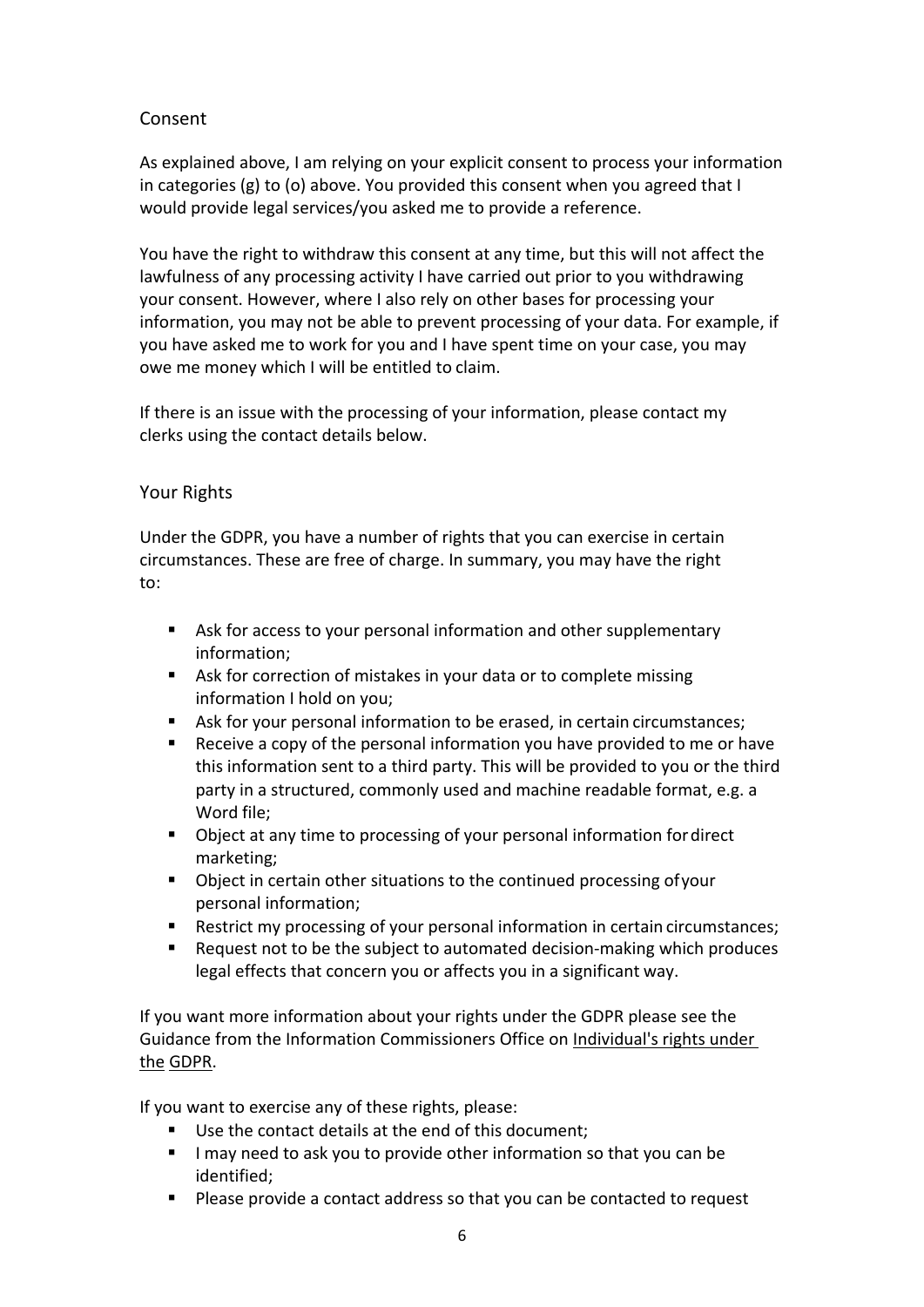## Consent

As explained above, I am relying on your explicit consent to process your information in categories (g) to (o) above. You provided this consent when you agreed that I would provide legal services/you asked me to provide a reference.

You have the right to withdraw this consent at any time, but this will not affect the lawfulness of any processing activity I have carried out prior to you withdrawing your consent. However, where I also rely on other bases for processing your information, you may not be able to prevent processing of your data. For example, if you have asked me to work for you and I have spent time on your case, you may owe me money which I will be entitled to claim.

If there is an issue with the processing of your information, please contact my clerks using the contact details below.

## Your Rights

Under the GDPR, you have a number of rights that you can exercise in certain circumstances. These are free of charge. In summary, you may have the right to:

- Ask for access to your personal information and other supplementary information;
- Ask for correction of mistakes in your data or to complete missing information I hold on you;
- Ask for your personal information to be erased, in certain circumstances;
- Receive a copy of the personal information you have provided to me or have this information sent to a third party. This will be provided to you or the third party in a structured, commonly used and machine readable format, e.g. a Word file;
- Object at any time to processing of your personal information for direct marketing;
- Object in certain other situations to the continued processing of your personal information;
- Restrict my processing of your personal information in certain circumstances;
- Request not to be the subject to automated decision-making which produces legal effects that concern you or affects you in a significant way.

If you want more information about your rights under the GDPR please see the Guidance from the Information Commissioners Office on Individual's rights under the GDPR.

If you want to exercise any of these rights, please:

- Use the contact details at the end of this document;
- I may need to ask you to provide other information so that you can be identified;
- Please provide a contact address so that you can be contacted to request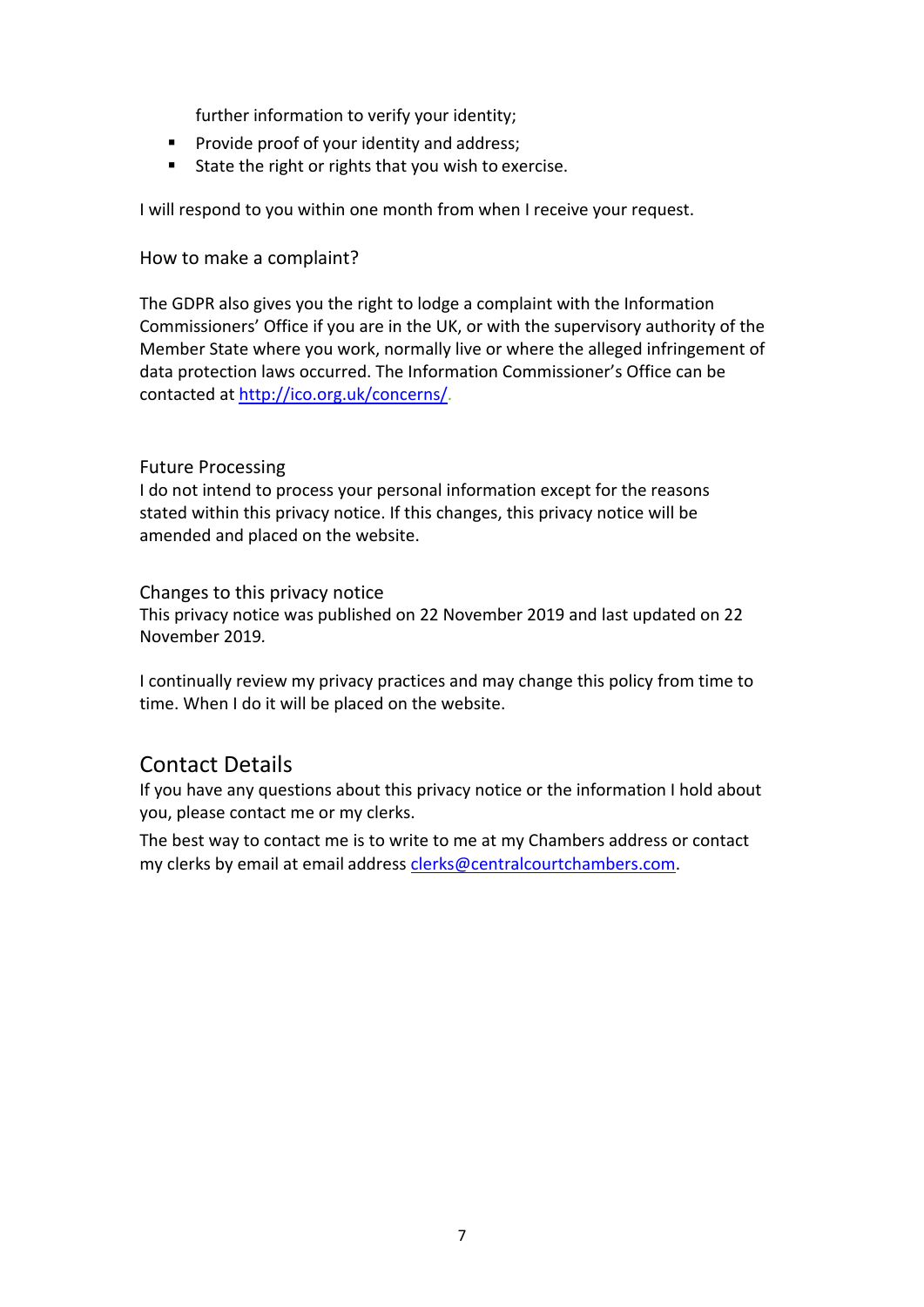further information to verify your identity;

- Provide proof of your identity and address;
- State the right or rights that you wish to exercise.

I will respond to you within one month from when I receive your request.

### How to make a complaint?

The GDPR also gives you the right to lodge a complaint with the Information Commissioners' Office if you are in the UK, or with the supervisory authority of the Member State where you work, normally live or where the alleged infringement of data protection laws occurred. The Information Commissioner's Office can be contacted at http://ico.org.uk/concerns/.

### Future Processing

I do not intend to process your personal information except for the reasons stated within this privacy notice. If this changes, this privacy notice will be amended and placed on the website.

### Changes to this privacy notice

This privacy notice was published on 22 November 2019 and last updated on 22 November 2019.

I continually review my privacy practices and may change this policy from time to time. When I do it will be placed on the website.

## Contact Details

If you have any questions about this privacy notice or the information I hold about you, please contact me or my clerks.

The best way to contact me is to write to me at my Chambers address or contact my clerks by email at email address clerks@centralcourtchambers.com.